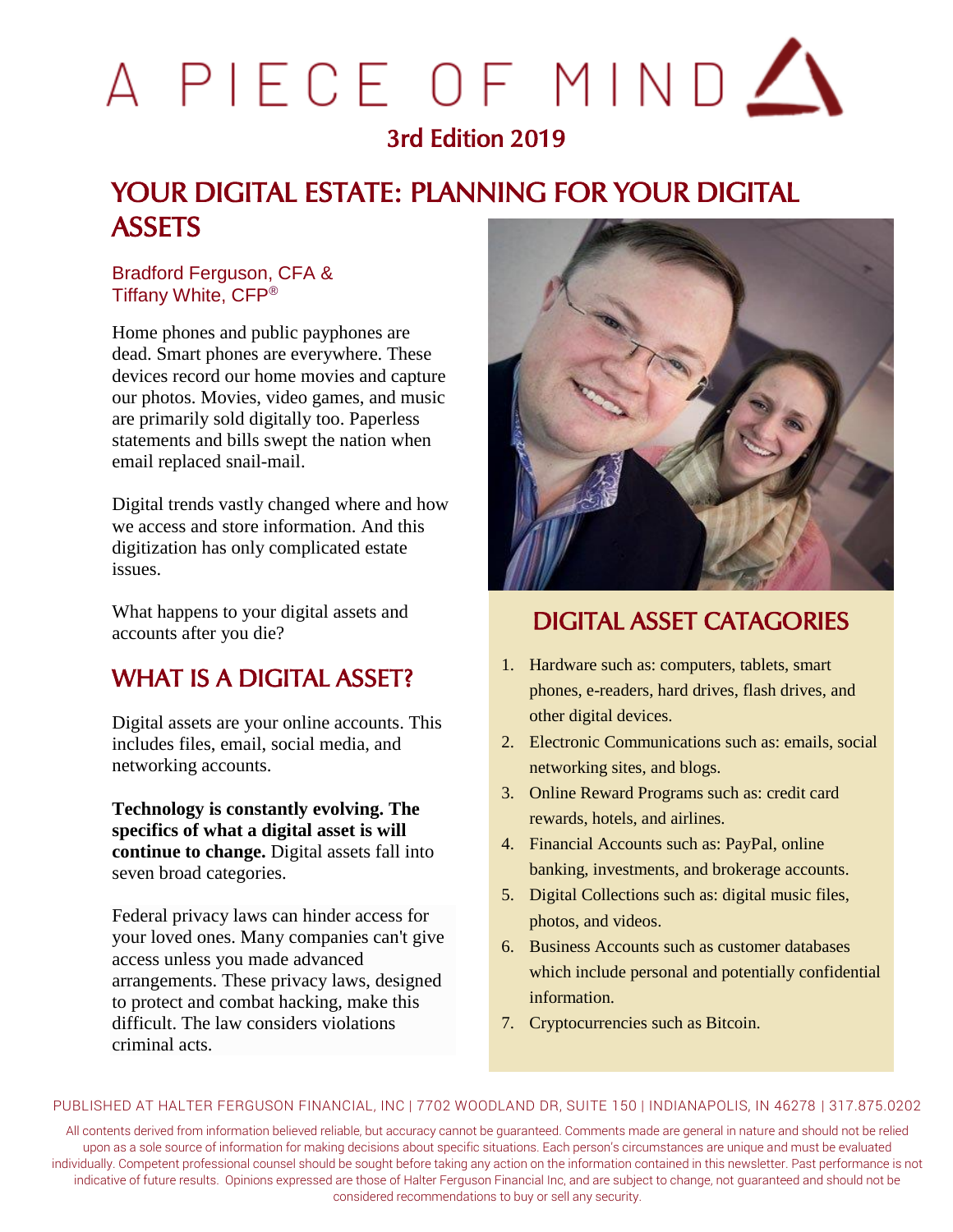# A PIECE OF MIND

## 3rd Edition 2019

## YOUR DIGITAL ESTATE: PLANNING FOR YOUR DIGITAL ASSETS

Bradford Ferguson, CFA &
Tiffany White, CFP®

Home phones and public payphones are dead. Smart phones are everywhere. These devices record our home movies and capture our photos. Movies, video games, and music are primarily sold digitally too. Paperless statements and bills swept the nation when email replaced snail-mail.

Digital trends vastly changed where and how we access and store information. And this digitization has only complicated estate issues.

What happens to your digital assets and accounts after you die?

## WHAT IS A DIGITAL ASSET?

Digital assets are your online accounts. This includes files, email, social media, and networking accounts.

**Technology is constantly evolving. The specifics of what a digital asset is will continue to change.** Digital assets fall into seven broad categories.

Federal privacy laws can hinder access for your loved ones. Many companies can't give access unless you made advanced arrangements. These privacy laws, designed to protect and combat hacking, make this difficult. The law considers violations criminal acts.

## DIGITAL ASSET CATAGORIES

1. Hardware such as: computers, tablets, smart phones, e-readers, hard drives, flash drives, and other digital devices.
2. Electronic Communications such as: emails, social networking sites, and blogs.
3. Online Reward Programs such as: credit card rewards, hotels, and airlines.
4. Financial Accounts such as: PayPal, online banking, investments, and brokerage accounts.
5. Digital Collections such as: digital music files, photos, and videos.
6. Business Accounts such as customer databases which include personal and potentially confidential information.
7. Cryptocurrencies such as Bitcoin.

PUBLISHED AT HALTER FERGUSON FINANCIAL, INC | 7702 WOODLAND DR, SUITE 150 | INDIANAPOLIS, IN 46278 | 317.875.0202

All contents derived from information believed reliable, but accuracy cannot be guaranteed. Comments made are general in nature and should not be relied upon as a sole source of information for making decisions about specific situations. Each person's circumstances are unique and must be evaluated individually. Competent professional counsel should be sought before taking any action on the information contained in this newsletter. Past performance is not indicative of future results. Opinions expressed are those of Halter Ferguson Financial Inc, and are subject to change, not guaranteed and should not be considered recommendations to buy or sell any security.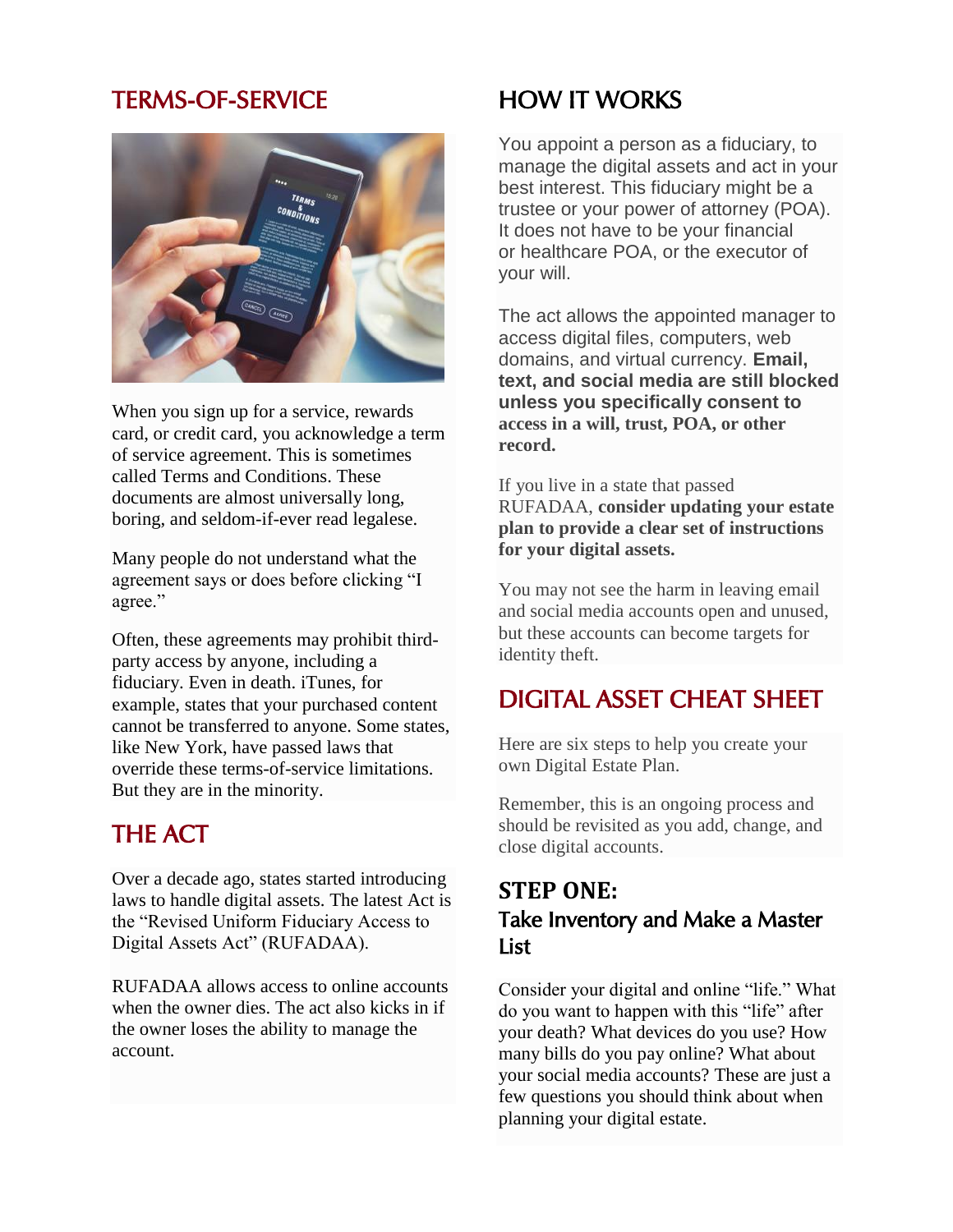## TERMS-OF-SERVICE

When you sign up for a service, rewards card, or credit card, you acknowledge a term of service agreement. This is sometimes called Terms and Conditions. These documents are almost universally long, boring, and seldom-if-ever read legalese.

Many people do not understand what the agreement says or does before clicking "I agree."

Often, these agreements may prohibit third-party access by anyone, including a fiduciary. Even in death. iTunes, for example, states that your purchased content cannot be transferred to anyone. Some states, like New York, have passed laws that override these terms-of-service limitations. But they are in the minority.

## THE ACT

Over a decade ago, states started introducing laws to handle digital assets. The latest Act is the "Revised Uniform Fiduciary Access to Digital Assets Act" (RUFADAA).

RUFADAA allows access to online accounts when the owner dies. The act also kicks in if the owner loses the ability to manage the account.

## HOW IT WORKS

You appoint a person as a fiduciary, to manage the digital assets and act in your best interest. This fiduciary might be a trustee or your power of attorney (POA). It does not have to be your financial or healthcare POA, or the executor of your will.

The act allows the appointed manager to access digital files, computers, web domains, and virtual currency. **Email, text, and social media are still blocked unless you specifically consent to access in a will, trust, POA, or other record.**

If you live in a state that passed RUFADAA, **consider updating your estate plan to provide a clear set of instructions for your digital assets.**

You may not see the harm in leaving email and social media accounts open and unused, but these accounts can become targets for identity theft.

## DIGITAL ASSET CHEAT SHEET

Here are six steps to help you create your own Digital Estate Plan.

Remember, this is an ongoing process and should be revisited as you add, change, and close digital accounts.

### STEP ONE:
### Take Inventory and Make a Master List

Consider your digital and online "life." What do you want to happen with this "life" after your death? What devices do you use? How many bills do you pay online? What about your social media accounts? These are just a few questions you should think about when planning your digital estate.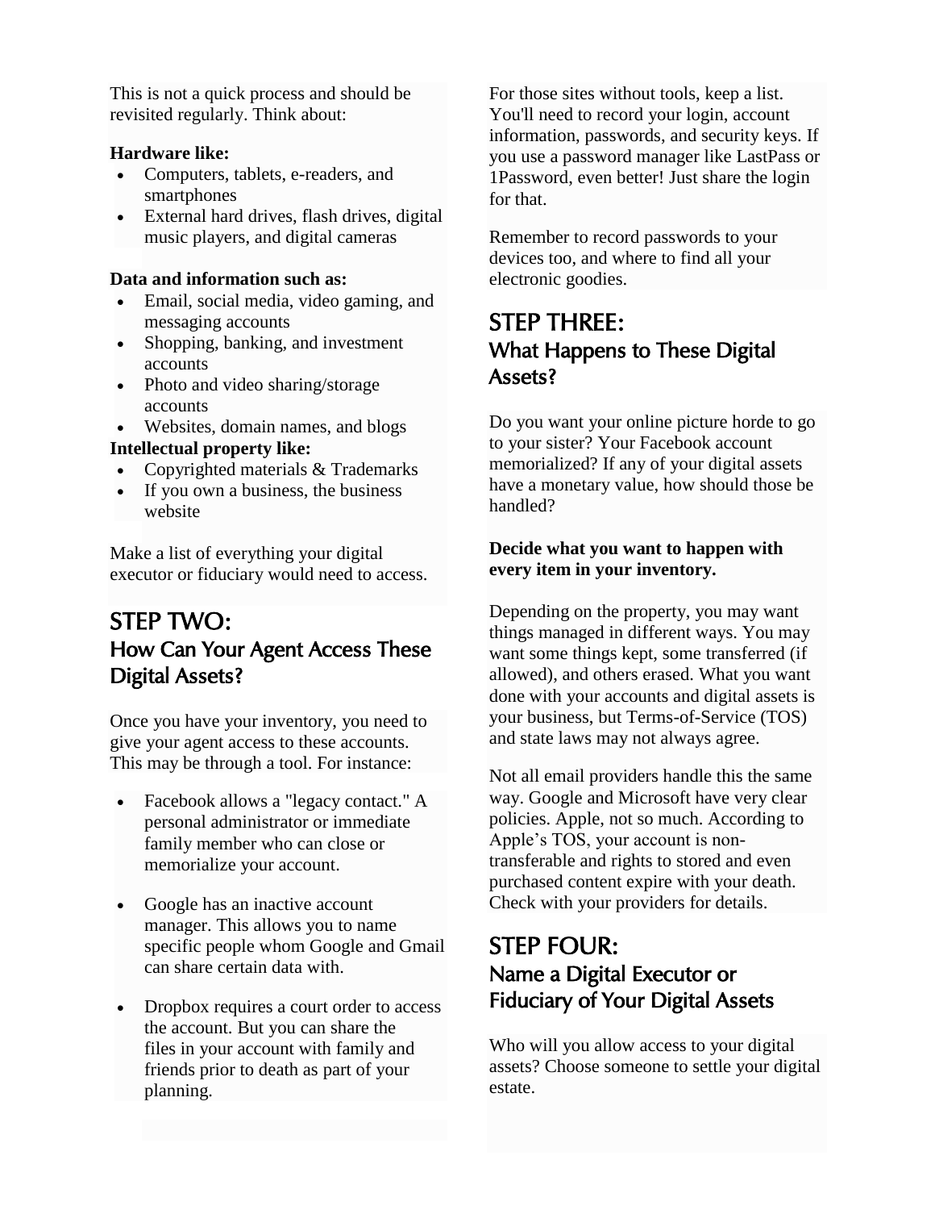This is not a quick process and should be revisited regularly. Think about:

**Hardware like:**

- Computers, tablets, e-readers, and smartphones
- External hard drives, flash drives, digital music players, and digital cameras

**Data and information such as:**

- Email, social media, video gaming, and messaging accounts
- Shopping, banking, and investment accounts
- Photo and video sharing/storage accounts
- Websites, domain names, and blogs

**Intellectual property like:**

- Copyrighted materials & Trademarks
- If you own a business, the business website

Make a list of everything your digital executor or fiduciary would need to access.

## STEP TWO:
### How Can Your Agent Access These Digital Assets?

Once you have your inventory, you need to give your agent access to these accounts. This may be through a tool. For instance:

- Facebook allows a "legacy contact." A personal administrator or immediate family member who can close or memorialize your account.
- Google has an inactive account manager. This allows you to name specific people whom Google and Gmail can share certain data with.
- Dropbox requires a court order to access the account. But you can share the files in your account with family and friends prior to death as part of your planning.

For those sites without tools, keep a list. You'll need to record your login, account information, passwords, and security keys. If you use a password manager like LastPass or 1Password, even better! Just share the login for that.

Remember to record passwords to your devices too, and where to find all your electronic goodies.

## STEP THREE:
### What Happens to These Digital Assets?

Do you want your online picture horde to go to your sister? Your Facebook account memorialized? If any of your digital assets have a monetary value, how should those be handled?

**Decide what you want to happen with every item in your inventory.**

Depending on the property, you may want things managed in different ways. You may want some things kept, some transferred (if allowed), and others erased. What you want done with your accounts and digital assets is your business, but Terms-of-Service (TOS) and state laws may not always agree.

Not all email providers handle this the same way. Google and Microsoft have very clear policies. Apple, not so much. According to Apple's TOS, your account is non-transferable and rights to stored and even purchased content expire with your death. Check with your providers for details.

## STEP FOUR:
### Name a Digital Executor or Fiduciary of Your Digital Assets

Who will you allow access to your digital assets? Choose someone to settle your digital estate.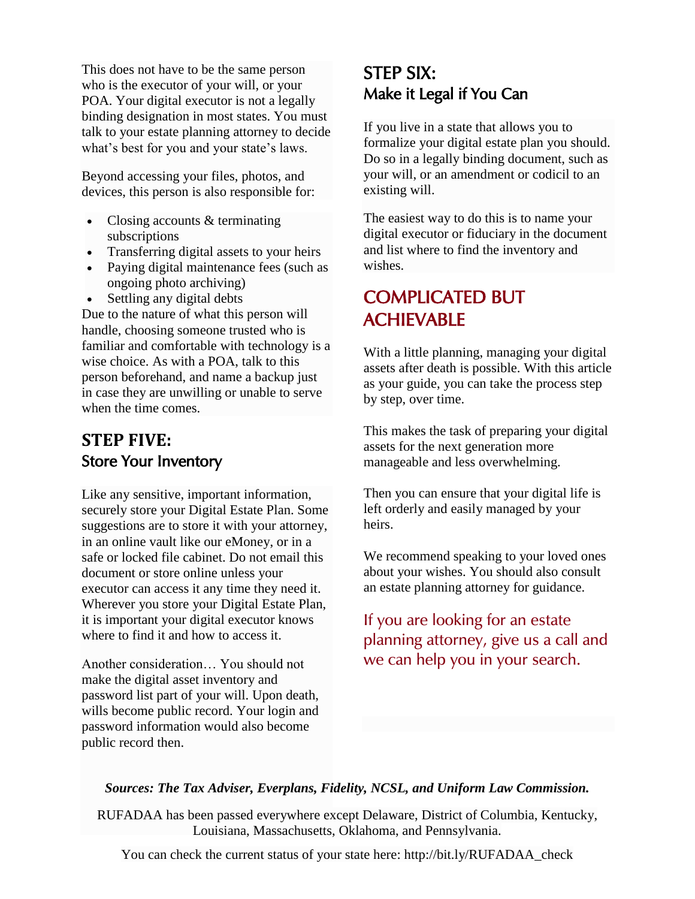This does not have to be the same person who is the executor of your will, or your POA. Your digital executor is not a legally binding designation in most states. You must talk to your estate planning attorney to decide what's best for you and your state's laws.

Beyond accessing your files, photos, and devices, this person is also responsible for:

- Closing accounts & terminating subscriptions
- Transferring digital assets to your heirs
- Paying digital maintenance fees (such as ongoing photo archiving)
- Settling any digital debts

Due to the nature of what this person will handle, choosing someone trusted who is familiar and comfortable with technology is a wise choice. As with a POA, talk to this person beforehand, and name a backup just in case they are unwilling or unable to serve when the time comes.

## STEP FIVE:
### Store Your Inventory

Like any sensitive, important information, securely store your Digital Estate Plan. Some suggestions are to store it with your attorney, in an online vault like our eMoney, or in a safe or locked file cabinet. Do not email this document or store online unless your executor can access it any time they need it. Wherever you store your Digital Estate Plan, it is important your digital executor knows where to find it and how to access it.

Another consideration… You should not make the digital asset inventory and password list part of your will. Upon death, wills become public record. Your login and password information would also become public record then.

## STEP SIX:
### Make it Legal if You Can

If you live in a state that allows you to formalize your digital estate plan you should. Do so in a legally binding document, such as your will, or an amendment or codicil to an existing will.

The easiest way to do this is to name your digital executor or fiduciary in the document and list where to find the inventory and wishes.

## COMPLICATED BUT ACHIEVABLE

With a little planning, managing your digital assets after death is possible. With this article as your guide, you can take the process step by step, over time.

This makes the task of preparing your digital assets for the next generation more manageable and less overwhelming.

Then you can ensure that your digital life is left orderly and easily managed by your heirs.

We recommend speaking to your loved ones about your wishes. You should also consult an estate planning attorney for guidance.

If you are looking for an estate planning attorney, give us a call and we can help you in your search.

***Sources: The Tax Adviser, Everplans, Fidelity, NCSL, and Uniform Law Commission.***

RUFADAA has been passed everywhere except Delaware, District of Columbia, Kentucky, Louisiana, Massachusetts, Oklahoma, and Pennsylvania.

You can check the current status of your state here: http://bit.ly/RUFADAA_check